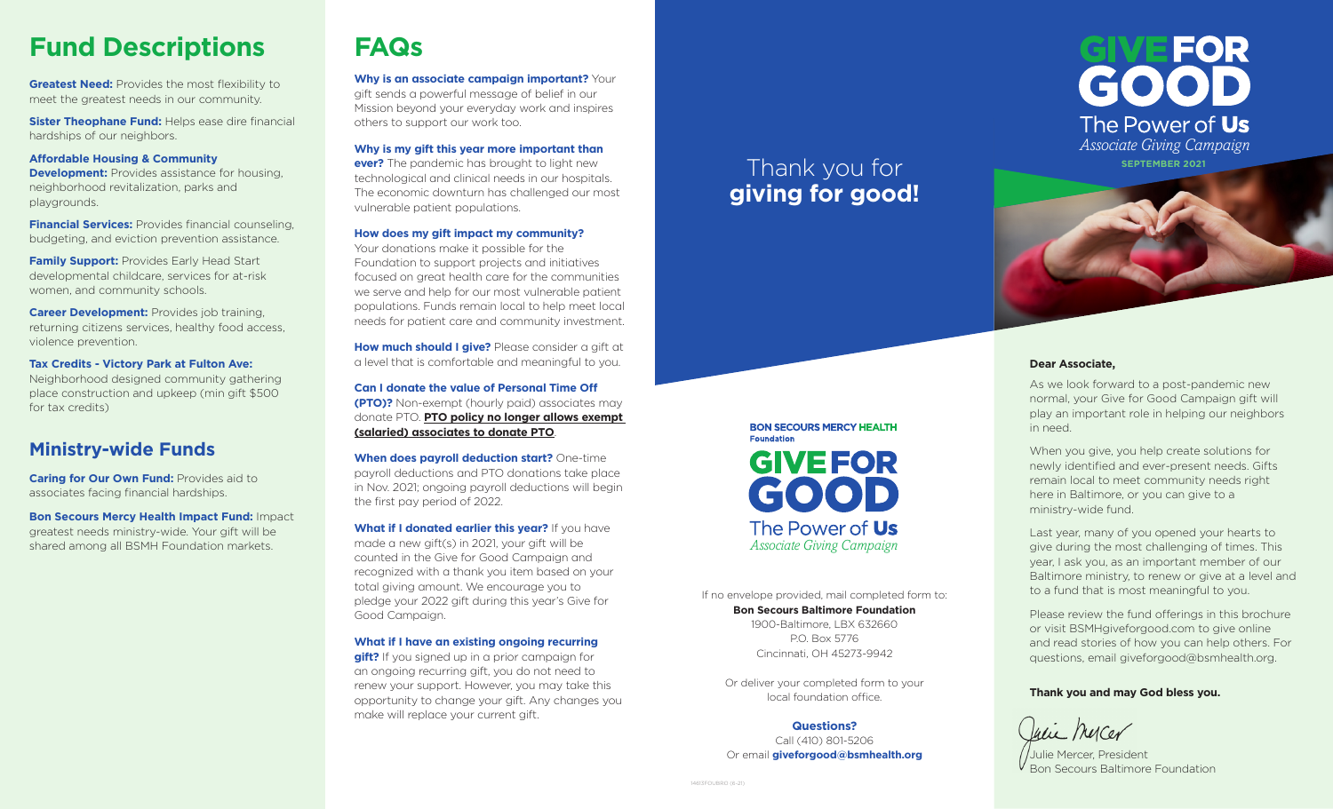# Fund Descriptions

**Greatest Need:** Provides the most flexibility to meet the greatest needs in our community.

**Sister Theophane Fund:** Helps ease dire financial hardships of our neighbors.

**Affordable Housing & Community Development:** Provides assistance for housing, neighborhood revitalization, parks and playgrounds.

**Financial Services:** Provides financial counseling, budgeting, and eviction prevention assistance.

**Family Support:** Provides Early Head Start developmental childcare, services for at-risk women, and community schools.

**Career Development:** Provides job training, returning citizens services, healthy food access, violence prevention.

**Tax Credits - Victory Park at Fulton Ave:** Neighborhood designed community gathering place construction and upkeep (min gift $500 for tax credits)

## Ministry-wide Funds

**Caring for Our Own Fund:** Provides aid to associates facing financial hardships.

**Bon Secours Mercy Health Impact Fund:** Impact greatest needs ministry-wide. Your gift will be shared among all BSMH Foundation markets.

# FAQs

**Why is an associate campaign important?** Your gift sends a powerful message of belief in our Mission beyond your everyday work and inspires others to support our work too.

**Why is my gift this year more important than ever?** The pandemic has brought to light new technological and clinical needs in our hospitals. The economic downturn has challenged our most vulnerable patient populations.

**How does my gift impact my community?** Your donations make it possible for the Foundation to support projects and initiatives focused on great health care for the communities we serve and help for our most vulnerable patient populations. Funds remain local to help meet local needs for patient care and community investment.

**How much should I give?** Please consider a gift at a level that is comfortable and meaningful to you.

**Can I donate the value of Personal Time Off (PTO)?** Non-exempt (hourly paid) associates may donate PTO. **PTO policy no longer allows exempt (salaried) associates to donate PTO**.

**When does payroll deduction start?** One-time payroll deductions and PTO donations take place in Nov. 2021; ongoing payroll deductions will begin the first pay period of 2022.

**What if I donated earlier this year?** If you have made a new gift(s) in 2021, your gift will be counted in the Give for Good Campaign and recognized with a thank you item based on your total giving amount. We encourage you to pledge your 2022 gift during this year's Give for Good Campaign.

**What if I have an existing ongoing recurring gift?** If you signed up in a prior campaign for an ongoing recurring gift, you do not need to renew your support. However, you may take this opportunity to change your gift. Any changes you make will replace your current gift.

Thank you for **giving for good!**

**BON SECOURS MERCY HEALTH Foundation**

**GIVE FOR GOOD**
The Power of **Us**
*Associate Giving Campaign*

If no envelope provided, mail completed form to:
**Bon Secours Baltimore Foundation**
1900-Baltimore, LBX 632660
P.O. Box 5776
Cincinnati, OH 45273-9942

Or deliver your completed form to your local foundation office.

**Questions?**
Call (410) 801-5206
Or email **giveforgood@bsmhealth.org**

14613FOUBRO (8-21)

# GIVE FOR GOOD

The Power of **Us**
*Associate Giving Campaign*
**SEPTEMBER 2021**

**Dear Associate,**

As we look forward to a post-pandemic new normal, your Give for Good Campaign gift will play an important role in helping our neighbors in need.

When you give, you help create solutions for newly identified and ever-present needs. Gifts remain local to meet community needs right here in Baltimore, or you can give to a ministry-wide fund.

Last year, many of you opened your hearts to give during the most challenging of times. This year, I ask you, as an important member of our Baltimore ministry, to renew or give at a level and to a fund that is most meaningful to you.

Please review the fund offerings in this brochure or visit BSMHgiveforgood.com to give online and read stories of how you can help others. For questions, email giveforgood@bsmhealth.org.

**Thank you and may God bless you.**

Julie Mercer, President
Bon Secours Baltimore Foundation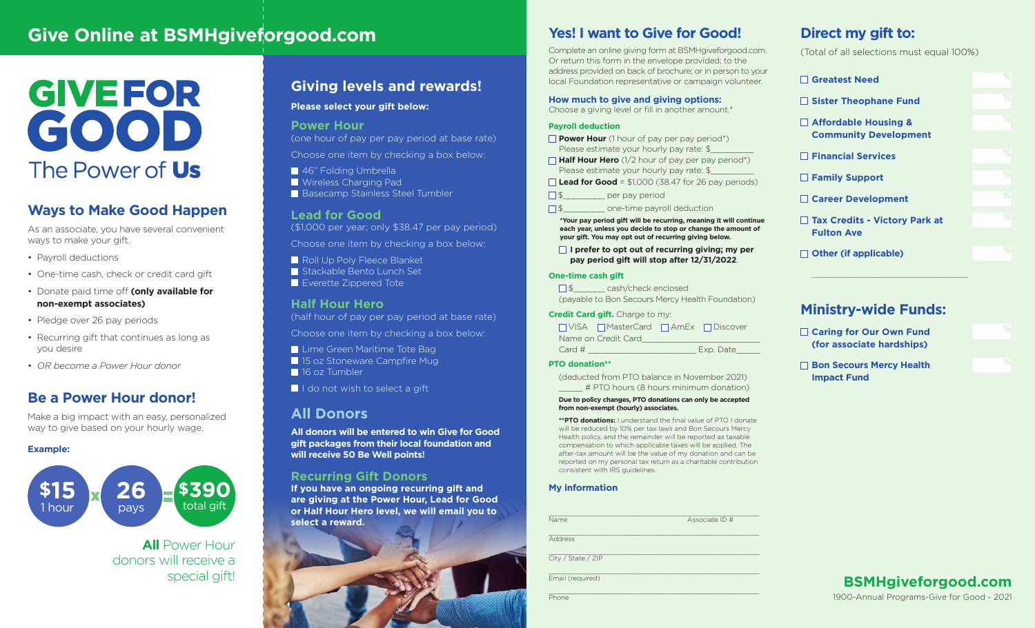## Give Online at BSMHgiveforgood.com

# GIVE FOR GOOD

The Power of **Us**

## Ways to Make Good Happen

As an associate, you have several convenient ways to make your gift.

- Payroll deductions
- One-time cash, check or credit card gift
- Donate paid time off **(only available for non-exempt associates)**
- Pledge over 26 pay periods
- Recurring gift that continues as long as you desire
- *OR become a Power Hour donor*

## Be a Power Hour donor!

Make a big impact with an easy, personalized way to give based on your hourly wage.

**Example:**

$15 1 hour x 26 pays = $390 total gift

**All** Power Hour donors will receive a special gift!

## Giving levels and rewards!

**Please select your gift below:**

### Power Hour

(one hour of pay per pay period at base rate)

Choose one item by checking a box below:

- 46" Folding Umbrella
- Wireless Charging Pad
- Basecamp Stainless Steel Tumbler

### Lead for Good

($1,000 per year; only $38.47 per pay period)

Choose one item by checking a box below:

- Roll Up Poly Fleece Blanket
- Stackable Bento Lunch Set
- Everette Zippered Tote

### Half Hour Hero

(half hour of pay per pay period at base rate)

Choose one item by checking a box below:

- Lime Green Maritime Tote Bag
- 15 oz Stoneware Campfire Mug
- 16 oz Tumbler

- I do not wish to select a gift

## All Donors

**All donors will be entered to win Give for Good gift packages from their local foundation and will receive 50 Be Well points!**

### Recurring Gift Donors

**If you have an ongoing recurring gift and are giving at the Power Hour, Lead for Good or Half Hour Hero level, we will email you to select a reward.**

## Yes! I want to Give for Good!

Complete an online giving form at BSMHgiveforgood.com. Or return this form in the envelope provided; to the address provided on back of brochure; or in person to your local Foundation representative or campaign volunteer.

### How much to give and giving options:

Choose a giving level or fill in another amount.*

**Payroll deduction**

- ☐ **Power Hour** (1 hour of pay per pay period*) Please estimate your hourly pay rate: $__________
- ☐ **Half Hour Hero** (1/2 hour of pay per pay period*) Please estimate your hourly pay rate: $__________
- ☐ **Lead for Good** = $1,000 (38.47 for 26 pay periods)
- ☐ $__________ per pay period
- ☐ $__________ one-time payroll deduction

**\*Your pay period gift will be recurring, meaning it will continue each year, unless you decide to stop or change the amount of your gift. You may opt out of recurring giving below.**

- ☐ **I prefer to opt out of recurring giving; my per pay period gift will stop after 12/31/2022**.

**One-time cash gift**

☐ $_______ cash/check enclosed (payable to Bon Secours Mercy Health Foundation)

**Credit Card gift.** Charge to my:

☐ VISA ☐ MasterCard ☐ AmEx ☐ Discover

Name on Credit Card_________________________

Card # _______________________ Exp. Date_____

**PTO donation\*\***

(deducted from PTO balance in November 2021)

______ # PTO hours (8 hours minimum donation)

**Due to policy changes, PTO donations can only be accepted from non-exempt (hourly) associates.**

**\*\*PTO donations:** I understand the final value of PTO I donate will be reduced by 10% per tax laws and Bon Secours Mercy Health policy, and the remainder will be reported as taxable compensation to which applicable taxes will be applied. The after-tax amount will be the value of my donation and can be reported on my personal tax return as a charitable contribution consistent with IRS guidelines.

### My information

Name ______________________ Associate ID # __________

Address ______________________

City / State / ZIP ______________________

Email (required) ______________________

Phone ______________________

## Direct my gift to:

(Total of all selections must equal 100%)

- ☐ **Greatest Need** ____%
- ☐ **Sister Theophane Fund** ____%
- ☐ **Affordable Housing & Community Development** ____%
- ☐ **Financial Services** ____%
- ☐ **Family Support** ____%
- ☐ **Career Development** ____%
- ☐ **Tax Credits - Victory Park at Fulton Ave** ____%
- ☐ **Other (if applicable)** ____%

______________________

## Ministry-wide Funds:

- ☐ **Caring for Our Own Fund (for associate hardships)** ____%
- ☐ **Bon Secours Mercy Health Impact Fund** ____%

**BSMHgiveforgood.com**

1900-Annual Programs-Give for Good - 2021